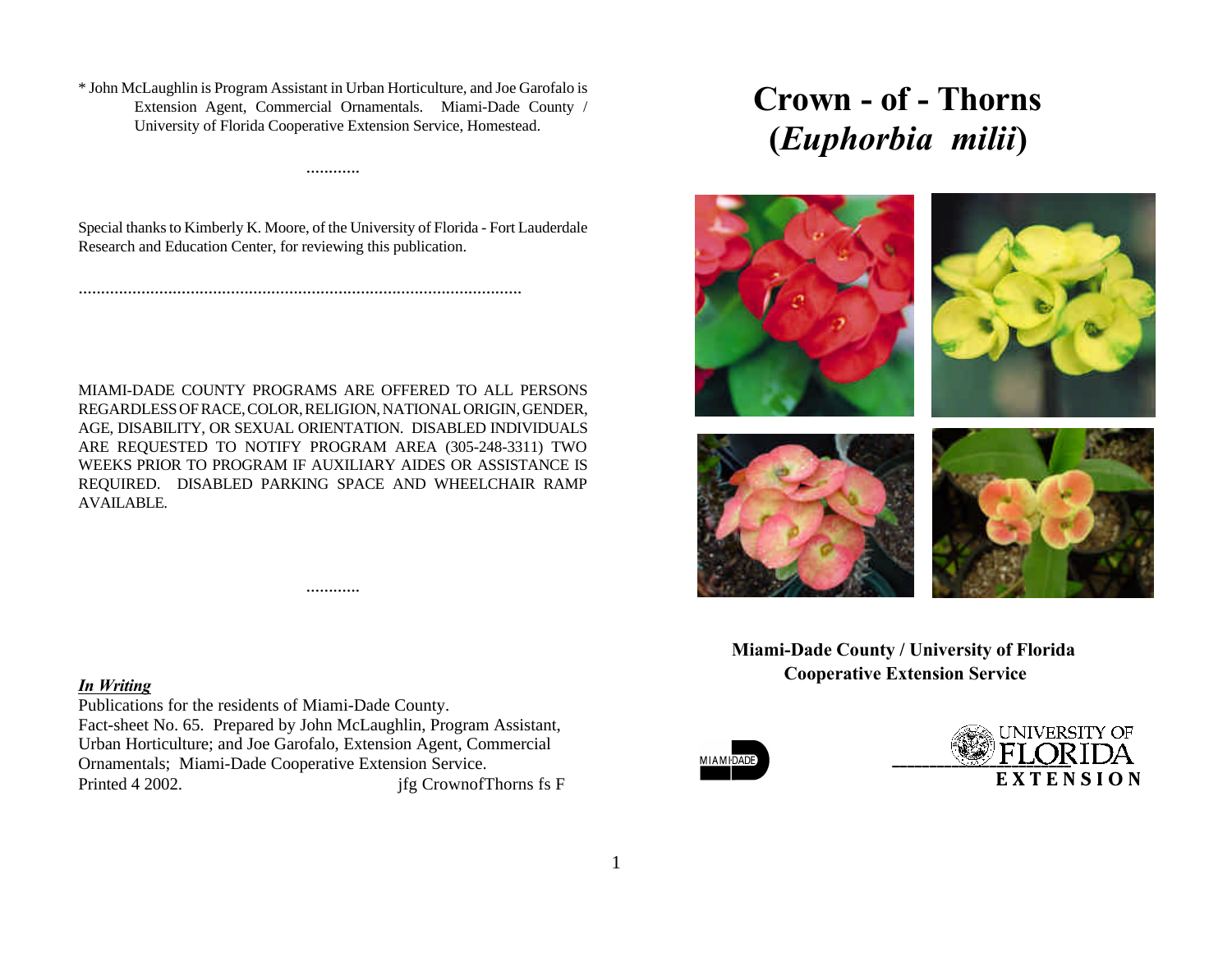* John McLaughlin is Program Assistant in Urban Horticulture, and Joe Garofalo is Extension Agent, Commercial Ornamentals. Miami-Dade County / University of Florida Cooperative Extension Service, Homestead.

............

Special thanks to Kimberly K. Moore, of the University of Florida - Fort Lauderdale Research and Education Center, for reviewing this publication.

..................................................................................................

MIAMI-DADE COUNTY PROGRAMS ARE OFFERED TO ALL PERSONS REGARDLESS OF RACE, COLOR, RELIGION, NATIONAL ORIGIN, GENDER, AGE, DISABILITY, OR SEXUAL ORIENTATION. DISABLED INDIVIDUALS ARE REQUESTED TO NOTIFY PROGRAM AREA (305-248-3311) TWO WEEKS PRIOR TO PROGRAM IF AUXILIARY AIDES OR ASSISTANCE IS REQUIRED. DISABLED PARKING SPACE AND WHEELCHAIR RAMP AVAILABLE.

............

***In Writing***

Publications for the residents of Miami-Dade County.
Fact-sheet No. 65. Prepared by John McLaughlin, Program Assistant, Urban Horticulture; and Joe Garofalo, Extension Agent, Commercial Ornamentals; Miami-Dade Cooperative Extension Service.
Printed 4 2002. jfg CrownofThorns fs F

# Crown - of - Thorns (*Euphorbia milii*)

**Miami-Dade County / University of Florida Cooperative Extension Service**

MIAMI-DADE

UNIVERSITY OF FLORIDA EXTENSION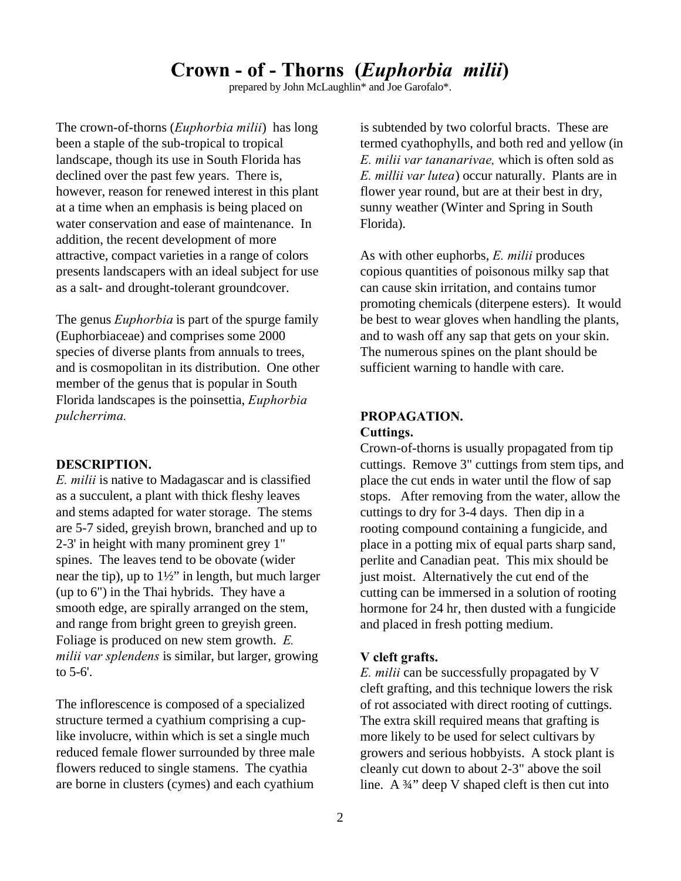# Crown - of - Thorns (*Euphorbia milii*)

prepared by John McLaughlin* and Joe Garofalo*.

The crown-of-thorns (*Euphorbia milii*) has long been a staple of the sub-tropical to tropical landscape, though its use in South Florida has declined over the past few years. There is, however, reason for renewed interest in this plant at a time when an emphasis is being placed on water conservation and ease of maintenance. In addition, the recent development of more attractive, compact varieties in a range of colors presents landscapers with an ideal subject for use as a salt- and drought-tolerant groundcover.

The genus *Euphorbia* is part of the spurge family (Euphorbiaceae) and comprises some 2000 species of diverse plants from annuals to trees, and is cosmopolitan in its distribution. One other member of the genus that is popular in South Florida landscapes is the poinsettia, *Euphorbia pulcherrima.*

## DESCRIPTION.

*E. milii* is native to Madagascar and is classified as a succulent, a plant with thick fleshy leaves and stems adapted for water storage. The stems are 5-7 sided, greyish brown, branched and up to 2-3' in height with many prominent grey 1" spines. The leaves tend to be obovate (wider near the tip), up to 1½" in length, but much larger (up to 6") in the Thai hybrids. They have a smooth edge, are spirally arranged on the stem, and range from bright green to greyish green. Foliage is produced on new stem growth. *E. milii var splendens* is similar, but larger, growing to 5-6'.

The inflorescence is composed of a specialized structure termed a cyathium comprising a cup-like involucre, within which is set a single much reduced female flower surrounded by three male flowers reduced to single stamens. The cyathia are borne in clusters (cymes) and each cyathium is subtended by two colorful bracts. These are termed cyathophylls, and both red and yellow (in *E. milii var tananarivae,* which is often sold as *E. millii var lutea*) occur naturally. Plants are in flower year round, but are at their best in dry, sunny weather (Winter and Spring in South Florida).

As with other euphorbs, *E. milii* produces copious quantities of poisonous milky sap that can cause skin irritation, and contains tumor promoting chemicals (diterpene esters). It would be best to wear gloves when handling the plants, and to wash off any sap that gets on your skin. The numerous spines on the plant should be sufficient warning to handle with care.

## PROPAGATION.

### Cuttings.

Crown-of-thorns is usually propagated from tip cuttings. Remove 3" cuttings from stem tips, and place the cut ends in water until the flow of sap stops. After removing from the water, allow the cuttings to dry for 3-4 days. Then dip in a rooting compound containing a fungicide, and place in a potting mix of equal parts sharp sand, perlite and Canadian peat. This mix should be just moist. Alternatively the cut end of the cutting can be immersed in a solution of rooting hormone for 24 hr, then dusted with a fungicide and placed in fresh potting medium.

### V cleft grafts.

*E. milii* can be successfully propagated by V cleft grafting, and this technique lowers the risk of rot associated with direct rooting of cuttings. The extra skill required means that grafting is more likely to be used for select cultivars by growers and serious hobbyists. A stock plant is cleanly cut down to about 2-3" above the soil line. A ¾" deep V shaped cleft is then cut into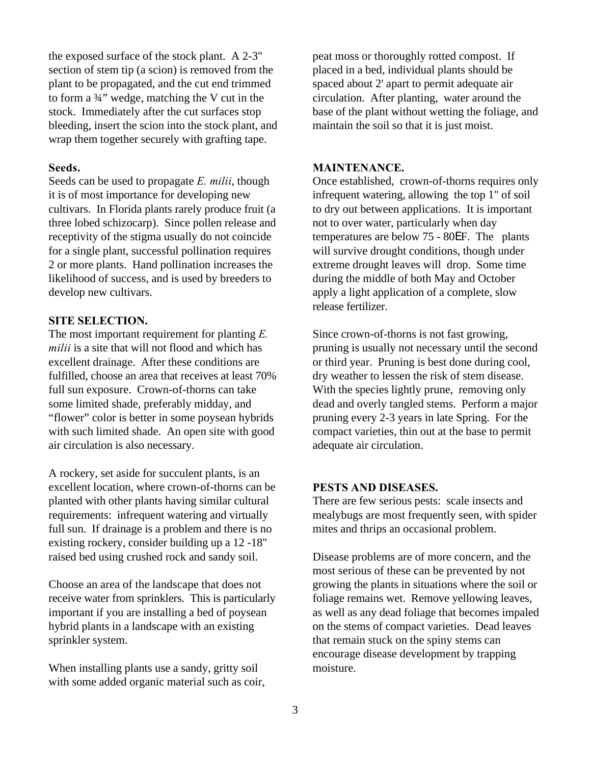the exposed surface of the stock plant. A 2-3" section of stem tip (a scion) is removed from the plant to be propagated, and the cut end trimmed to form a ¾" wedge, matching the V cut in the stock. Immediately after the cut surfaces stop bleeding, insert the scion into the stock plant, and wrap them together securely with grafting tape.

**Seeds.**

Seeds can be used to propagate *E. milii*, though it is of most importance for developing new cultivars. In Florida plants rarely produce fruit (a three lobed schizocarp). Since pollen release and receptivity of the stigma usually do not coincide for a single plant, successful pollination requires 2 or more plants. Hand pollination increases the likelihood of success, and is used by breeders to develop new cultivars.

## SITE SELECTION.

The most important requirement for planting *E. milii* is a site that will not flood and which has excellent drainage. After these conditions are fulfilled, choose an area that receives at least 70% full sun exposure. Crown-of-thorns can take some limited shade, preferably midday, and "flower" color is better in some poysean hybrids with such limited shade. An open site with good air circulation is also necessary.

A rockery, set aside for succulent plants, is an excellent location, where crown-of-thorns can be planted with other plants having similar cultural requirements: infrequent watering and virtually full sun. If drainage is a problem and there is no existing rockery, consider building up a 12 -18" raised bed using crushed rock and sandy soil.

Choose an area of the landscape that does not receive water from sprinklers. This is particularly important if you are installing a bed of poysean hybrid plants in a landscape with an existing sprinkler system.

When installing plants use a sandy, gritty soil with some added organic material such as coir, peat moss or thoroughly rotted compost. If placed in a bed, individual plants should be spaced about 2' apart to permit adequate air circulation. After planting, water around the base of the plant without wetting the foliage, and maintain the soil so that it is just moist.

## MAINTENANCE.

Once established, crown-of-thorns requires only infrequent watering, allowing the top 1" of soil to dry out between applications. It is important not to over water, particularly when day temperatures are below 75 - 80EF. The plants will survive drought conditions, though under extreme drought leaves will drop. Some time during the middle of both May and October apply a light application of a complete, slow release fertilizer.

Since crown-of-thorns is not fast growing, pruning is usually not necessary until the second or third year. Pruning is best done during cool, dry weather to lessen the risk of stem disease. With the species lightly prune, removing only dead and overly tangled stems. Perform a major pruning every 2-3 years in late Spring. For the compact varieties, thin out at the base to permit adequate air circulation.

## PESTS AND DISEASES.

There are few serious pests: scale insects and mealybugs are most frequently seen, with spider mites and thrips an occasional problem.

Disease problems are of more concern, and the most serious of these can be prevented by not growing the plants in situations where the soil or foliage remains wet. Remove yellowing leaves, as well as any dead foliage that becomes impaled on the stems of compact varieties. Dead leaves that remain stuck on the spiny stems can encourage disease development by trapping moisture.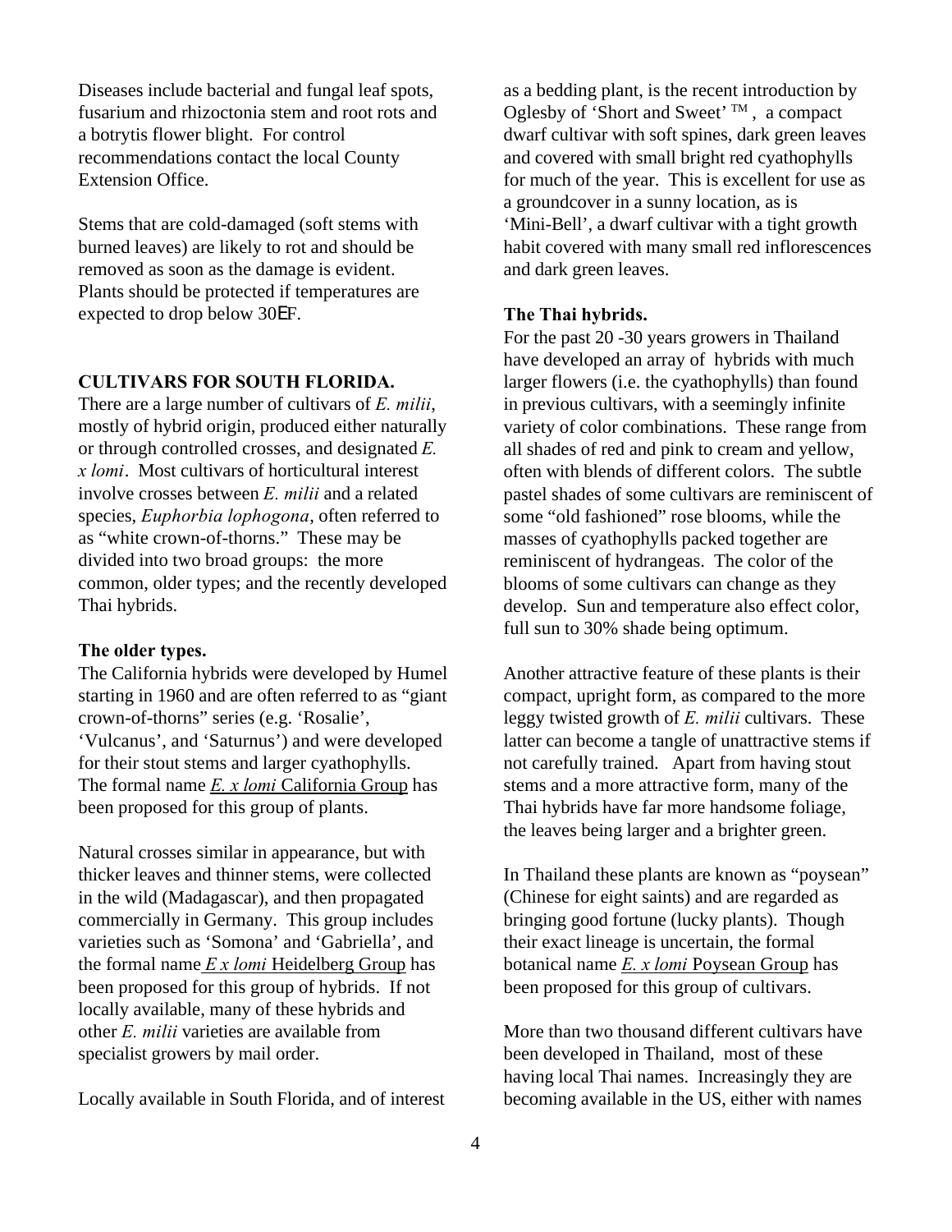Diseases include bacterial and fungal leaf spots, fusarium and rhizoctonia stem and root rots and a botrytis flower blight. For control recommendations contact the local County Extension Office.

Stems that are cold-damaged (soft stems with burned leaves) are likely to rot and should be removed as soon as the damage is evident. Plants should be protected if temperatures are expected to drop below 30EF.

## CULTIVARS FOR SOUTH FLORIDA.

There are a large number of cultivars of *E. milii*, mostly of hybrid origin, produced either naturally or through controlled crosses, and designated *E. x lomi*. Most cultivars of horticultural interest involve crosses between *E. milii* and a related species, *Euphorbia lophogona*, often referred to as "white crown-of-thorns." These may be divided into two broad groups: the more common, older types; and the recently developed Thai hybrids.

### The older types.

The California hybrids were developed by Humel starting in 1960 and are often referred to as "giant crown-of-thorns" series (e.g. 'Rosalie', 'Vulcanus', and 'Saturnus') and were developed for their stout stems and larger cyathophylls. The formal name *E. x lomi* California Group has been proposed for this group of plants.

Natural crosses similar in appearance, but with thicker leaves and thinner stems, were collected in the wild (Madagascar), and then propagated commercially in Germany. This group includes varieties such as 'Somona' and 'Gabriella', and the formal name *E x lomi* Heidelberg Group has been proposed for this group of hybrids. If not locally available, many of these hybrids and other *E. milii* varieties are available from specialist growers by mail order.

Locally available in South Florida, and of interest as a bedding plant, is the recent introduction by Oglesby of 'Short and Sweet' TM, a compact dwarf cultivar with soft spines, dark green leaves and covered with small bright red cyathophylls for much of the year. This is excellent for use as a groundcover in a sunny location, as is 'Mini-Bell', a dwarf cultivar with a tight growth habit covered with many small red inflorescences and dark green leaves.

### The Thai hybrids.

For the past 20 -30 years growers in Thailand have developed an array of hybrids with much larger flowers (i.e. the cyathophylls) than found in previous cultivars, with a seemingly infinite variety of color combinations. These range from all shades of red and pink to cream and yellow, often with blends of different colors. The subtle pastel shades of some cultivars are reminiscent of some "old fashioned" rose blooms, while the masses of cyathophylls packed together are reminiscent of hydrangeas. The color of the blooms of some cultivars can change as they develop. Sun and temperature also effect color, full sun to 30% shade being optimum.

Another attractive feature of these plants is their compact, upright form, as compared to the more leggy twisted growth of *E. milii* cultivars. These latter can become a tangle of unattractive stems if not carefully trained. Apart from having stout stems and a more attractive form, many of the Thai hybrids have far more handsome foliage, the leaves being larger and a brighter green.

In Thailand these plants are known as "poysean" (Chinese for eight saints) and are regarded as bringing good fortune (lucky plants). Though their exact lineage is uncertain, the formal botanical name *E. x lomi* Poysean Group has been proposed for this group of cultivars.

More than two thousand different cultivars have been developed in Thailand, most of these having local Thai names. Increasingly they are becoming available in the US, either with names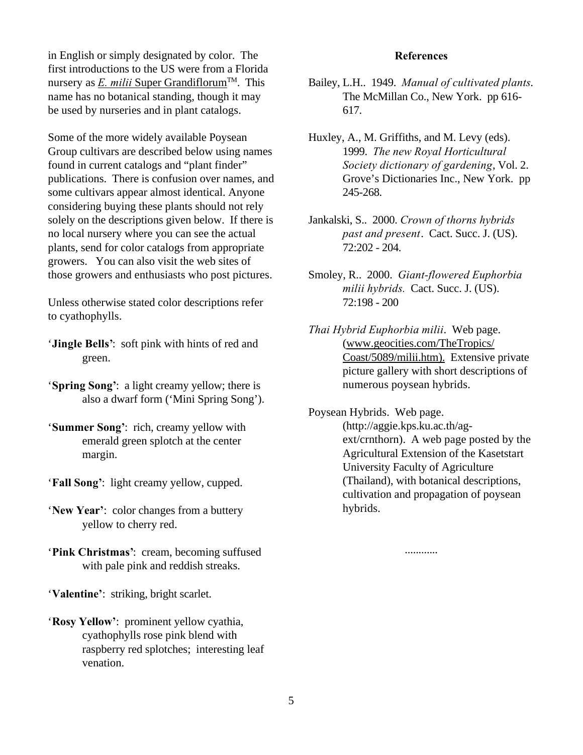in English or simply designated by color. The first introductions to the US were from a Florida nursery as *E. milii* Super Grandiflorum™. This name has no botanical standing, though it may be used by nurseries and in plant catalogs.

Some of the more widely available Poysean Group cultivars are described below using names found in current catalogs and "plant finder" publications. There is confusion over names, and some cultivars appear almost identical. Anyone considering buying these plants should not rely solely on the descriptions given below. If there is no local nursery where you can see the actual plants, send for color catalogs from appropriate growers. You can also visit the web sites of those growers and enthusiasts who post pictures.

Unless otherwise stated color descriptions refer to cyathophylls.

'**Jingle Bells**': soft pink with hints of red and green.

'**Spring Song**': a light creamy yellow; there is also a dwarf form ('Mini Spring Song').

'**Summer Song**': rich, creamy yellow with emerald green splotch at the center margin.

'**Fall Song**': light creamy yellow, cupped.

'**New Year**': color changes from a buttery yellow to cherry red.

'**Pink Christmas**': cream, becoming suffused with pale pink and reddish streaks.

'**Valentine**': striking, bright scarlet.

'**Rosy Yellow**': prominent yellow cyathia, cyathophylls rose pink blend with raspberry red splotches; interesting leaf venation.

## References

Bailey, L.H.. 1949. *Manual of cultivated plants.* The McMillan Co., New York. pp 616-617.

Huxley, A., M. Griffiths, and M. Levy (eds). 1999. *The new Royal Horticultural Society dictionary of gardening*, Vol. 2. Grove's Dictionaries Inc., New York. pp 245-268.

Jankalski, S.. 2000. *Crown of thorns hybrids past and present*. Cact. Succ. J. (US). 72:202 - 204.

Smoley, R.. 2000. *Giant-flowered Euphorbia milii hybrids.* Cact. Succ. J. (US). 72:198 - 200

*Thai Hybrid Euphorbia milii*. Web page. (www.geocities.com/TheTropics/Coast/5089/milii.htm). Extensive private picture gallery with short descriptions of numerous poysean hybrids.

Poysean Hybrids. Web page. (http://aggie.kps.ku.ac.th/ag-ext/crnthorn). A web page posted by the Agricultural Extension of the Kasetstart University Faculty of Agriculture (Thailand), with botanical descriptions, cultivation and propagation of poysean hybrids.

............